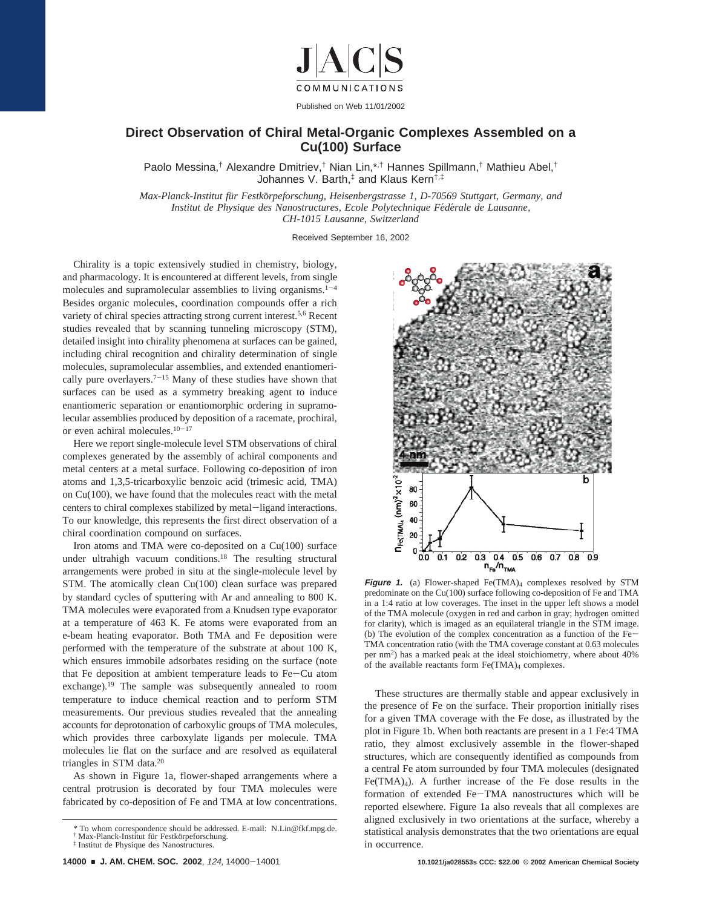# Direct Observation of Chiral Metal-Organic Complexes Assembled on a Cu(100) Surface

Paolo Messina,[†] Alexandre Dmitriev,[†] Nian Lin,[*,†] Hannes Spillmann,[†] Mathieu Abel,[†] Johannes V. Barth,[‡] and Klaus Kern[†,‡]

*Max-Planck-Institut für Festkörperforschung, Heisenbergstrasse 1, D-70569 Stuttgart, Germany, and Institut de Physique des Nanostructures, Ecole Polytechnique Fédérale de Lausanne, CH-1015 Lausanne, Switzerland*

Received September 16, 2002

Chirality is a topic extensively studied in chemistry, biology, and pharmacology. It is encountered at different levels, from single molecules and supramolecular assemblies to living organisms.[1-4] Besides organic molecules, coordination compounds offer a rich variety of chiral species attracting strong current interest.[5,6] Recent studies revealed that by scanning tunneling microscopy (STM), detailed insight into chirality phenomena at surfaces can be gained, including chiral recognition and chirality determination of single molecules, supramolecular assemblies, and extended enantiomerically pure overlayers.[7-15] Many of these studies have shown that surfaces can be used as a symmetry breaking agent to induce enantiomeric separation or enantiomorphic ordering in supramolecular assemblies produced by deposition of a racemate, prochiral, or even achiral molecules.[10-17]

Here we report single-molecule level STM observations of chiral complexes generated by the assembly of achiral components and metal centers at a metal surface. Following co-deposition of iron atoms and 1,3,5-tricarboxylic benzoic acid (trimesic acid, TMA) on Cu(100), we have found that the molecules react with the metal centers to chiral complexes stabilized by metal−ligand interactions. To our knowledge, this represents the first direct observation of a chiral coordination compound on surfaces.

Iron atoms and TMA were co-deposited on a Cu(100) surface under ultrahigh vacuum conditions.[18] The resulting structural arrangements were probed in situ at the single-molecule level by STM. The atomically clean Cu(100) clean surface was prepared by standard cycles of sputtering with Ar and annealing to 800 K. TMA molecules were evaporated from a Knudsen type evaporator at a temperature of 463 K. Fe atoms were evaporated from an e-beam heating evaporator. Both TMA and Fe deposition were performed with the temperature of the substrate at about 100 K, which ensures immobile adsorbates residing on the surface (note that Fe deposition at ambient temperature leads to Fe−Cu atom exchange).[19] The sample was subsequently annealed to room temperature to induce chemical reaction and to perform STM measurements. Our previous studies revealed that the annealing accounts for deprotonation of carboxylic groups of TMA molecules, which provides three carboxylate ligands per molecule. TMA molecules lie flat on the surface and are resolved as equilateral triangles in STM data.[20]

As shown in Figure 1a, flower-shaped arrangements where a central protrusion is decorated by four TMA molecules were fabricated by co-deposition of Fe and TMA at low concentrations.

**Figure 1.** (a) Flower-shaped $Fe(TMA)_4$ complexes resolved by STM predominate on the Cu(100) surface following co-deposition of Fe and TMA in a 1:4 ratio at low coverages. The inset in the upper left shows a model of the TMA molecule (oxygen in red and carbon in gray; hydrogen omitted for clarity), which is imaged as an equilateral triangle in the STM image. (b) The evolution of the complex concentration as a function of the Fe−TMA concentration ratio (with the TMA coverage constant at 0.63 molecules per $nm^2$) has a marked peak at the ideal stoichiometry, where about 40% of the available reactants form $Fe(TMA)_4$ complexes.

These structures are thermally stable and appear exclusively in the presence of Fe on the surface. Their proportion initially rises for a given TMA coverage with the Fe dose, as illustrated by the plot in Figure 1b. When both reactants are present in a 1 Fe:4 TMA ratio, they almost exclusively assemble in the flower-shaped structures, which are consequently identified as compounds from a central Fe atom surrounded by four TMA molecules (designated $Fe(TMA)_4$). A further increase of the Fe dose results in the formation of extended Fe−TMA nanostructures which will be reported elsewhere. Figure 1a also reveals that all complexes are aligned exclusively in two orientations at the surface, whereby a statistical analysis demonstrates that the two orientations are equal in occurrence.

\* To whom correspondence should be addressed. E-mail: N.Lin@fkf.mpg.de.
† Max-Planck-Institut für Festkörperforschung.
‡ Institut de Physique des Nanostructures.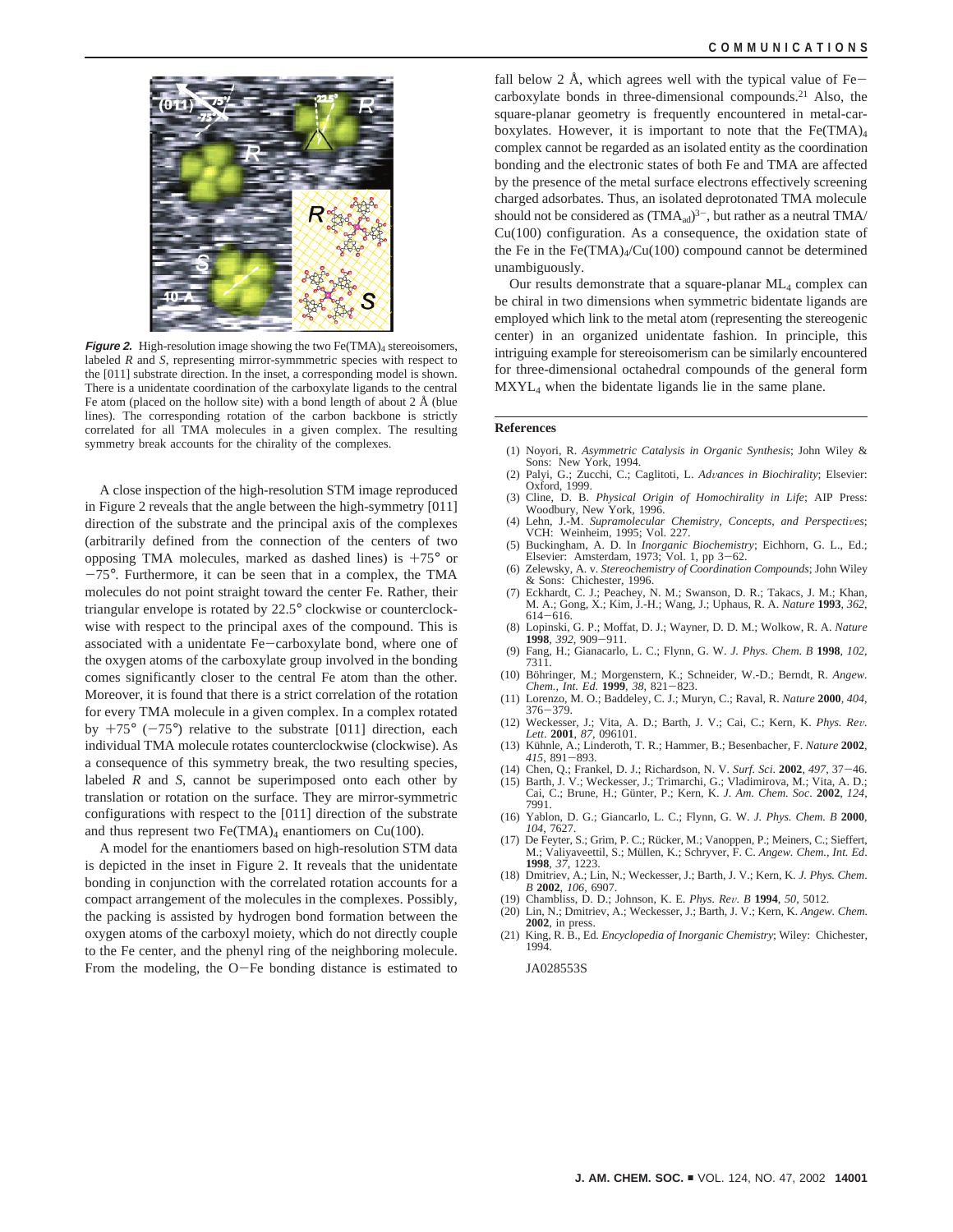**Figure 2.** High-resolution image showing the two $Fe(TMA)_4$ stereoisomers, labeled *R* and *S*, representing mirror-symmmetric species with respect to the [011] substrate direction. In the inset, a corresponding model is shown. There is a unidentate coordination of the carboxylate ligands to the central Fe atom (placed on the hollow site) with a bond length of about 2 Å (blue lines). The corresponding rotation of the carbon backbone is strictly correlated for all TMA molecules in a given complex. The resulting symmetry break accounts for the chirality of the complexes.

A close inspection of the high-resolution STM image reproduced in Figure 2 reveals that the angle between the high-symmetry [011] direction of the substrate and the principal axis of the complexes (arbitrarily defined from the connection of the centers of two opposing TMA molecules, marked as dashed lines) is +75° or −75°. Furthermore, it can be seen that in a complex, the TMA molecules do not point straight toward the center Fe. Rather, their triangular envelope is rotated by 22.5° clockwise or counterclockwise with respect to the principal axes of the compound. This is associated with a unidentate Fe−carboxylate bond, where one of the oxygen atoms of the carboxylate group involved in the bonding comes significantly closer to the central Fe atom than the other. Moreover, it is found that there is a strict correlation of the rotation for every TMA molecule in a given complex. In a complex rotated by +75° (−75°) relative to the substrate [011] direction, each individual TMA molecule rotates counterclockwise (clockwise). As a consequence of this symmetry break, the two resulting species, labeled *R* and *S*, cannot be superimposed onto each other by translation or rotation on the surface. They are mirror-symmetric configurations with respect to the [011] direction of the substrate and thus represent two $Fe(TMA)_4$ enantiomers on Cu(100).

A model for the enantiomers based on high-resolution STM data is depicted in the inset in Figure 2. It reveals that the unidentate bonding in conjunction with the correlated rotation accounts for a compact arrangement of the molecules in the complexes. Possibly, the packing is assisted by hydrogen bond formation between the oxygen atoms of the carboxyl moiety, which do not directly couple to the Fe center, and the phenyl ring of the neighboring molecule. From the modeling, the O−Fe bonding distance is estimated to fall below 2 Å, which agrees well with the typical value of Fe−carboxylate bonds in three-dimensional compounds.[21] Also, the square-planar geometry is frequently encountered in metal-carboxylates. However, it is important to note that the $Fe(TMA)_4$ complex cannot be regarded as an isolated entity as the coordination bonding and the electronic states of both Fe and TMA are affected by the presence of the metal surface electrons effectively screening charged adsorbates. Thus, an isolated deprotonated TMA molecule should not be considered as $(TMA_{ad})^{3-}$, but rather as a neutral TMA/Cu(100) configuration. As a consequence, the oxidation state of the Fe in the $Fe(TMA)_4$/Cu(100) compound cannot be determined unambiguously.

Our results demonstrate that a square-planar $ML_4$ complex can be chiral in two dimensions when symmetric bidentate ligands are employed which link to the metal atom (representing the stereogenic center) in an organized unidentate fashion. In principle, this intriguing example for stereoisomerism can be similarly encountered for three-dimensional octahedral compounds of the general form $MXYL_4$ when the bidentate ligands lie in the same plane.

## References

(1) Noyori, R. *Asymmetric Catalysis in Organic Synthesis*; John Wiley & Sons: New York, 1994.
(2) Palyi, G.; Zucchi, C.; Caglitoti, L. *Advances in Biochirality*; Elsevier: Oxford, 1999.
(3) Cline, D. B. *Physical Origin of Homochirality in Life*; AIP Press: Woodbury, New York, 1996.
(4) Lehn, J.-M. *Supramolecular Chemistry, Concepts, and Perspectives*; VCH: Weinheim, 1995; Vol. 227.
(5) Buckingham, A. D. In *Inorganic Biochemistry*; Eichhorn, G. L., Ed.; Elsevier: Amsterdam, 1973; Vol. 1, pp 3−62.
(6) Zelewsky, A. v. *Stereochemistry of Coordination Compounds*; John Wiley & Sons: Chichester, 1996.
(7) Eckhardt, C. J.; Peachey, N. M.; Swanson, D. R.; Takacs, J. M.; Khan, M. A.; Gong, X.; Kim, J.-H.; Wang, J.; Uphaus, R. A. *Nature* **1993**, *362*, 614−616.
(8) Lopinski, G. P.; Moffat, D. J.; Wayner, D. D. M.; Wolkow, R. A. *Nature* **1998**, *392*, 909−911.
(9) Fang, H.; Gianacarlo, L. C.; Flynn, G. W. *J. Phys. Chem. B* **1998**, *102*, 7311.
(10) Böhringer, M.; Morgenstern, K.; Schneider, W.-D.; Berndt, R. *Angew. Chem., Int. Ed.* **1999**, *38*, 821−823.
(11) Lorenzo, M. O.; Baddeley, C. J.; Muryn, C.; Raval, R. *Nature* **2000**, *404*, 376−379.
(12) Weckesser, J.; Vita, A. D.; Barth, J. V.; Cai, C.; Kern, K. *Phys. Rev. Lett.* **2001**, *87*, 096101.
(13) Kühnle, A.; Linderoth, T. R.; Hammer, B.; Besenbacher, F. *Nature* **2002**, *415*, 891−893.
(14) Chen, Q.; Frankel, D. J.; Richardson, N. V. *Surf. Sci.* **2002**, *497*, 37−46.
(15) Barth, J. V.; Weckesser, J.; Trimarchi, G.; Vladimirova, M.; Vita, A. D.; Cai, C.; Brune, H.; Günter, P.; Kern, K. *J. Am. Chem. Soc.* **2002**, *124*, 7991.
(16) Yablon, D. G.; Giancarlo, L. C.; Flynn, G. W. *J. Phys. Chem. B* **2000**, *104*, 7627.
(17) De Feyter, S.; Grim, P. C.; Rücker, M.; Vanoppen, P.; Meiners, C.; Sieffert, M.; Valiyaveettil, S.; Müllen, K.; Schryver, F. C. *Angew. Chem., Int. Ed.* **1998**, *37*, 1223.
(18) Dmitriev, A.; Lin, N.; Weckesser, J.; Barth, J. V.; Kern, K. *J. Phys. Chem. B* **2002**, *106*, 6907.
(19) Chambliss, D. D.; Johnson, K. E. *Phys. Rev. B* **1994**, *50*, 5012.
(20) Lin, N.; Dmitriev, A.; Weckesser, J.; Barth, J. V.; Kern, K. *Angew. Chem.* **2002**, in press.
(21) King, R. B., Ed. *Encyclopedia of Inorganic Chemistry*; Wiley: Chichester, 1994.

JA028553S